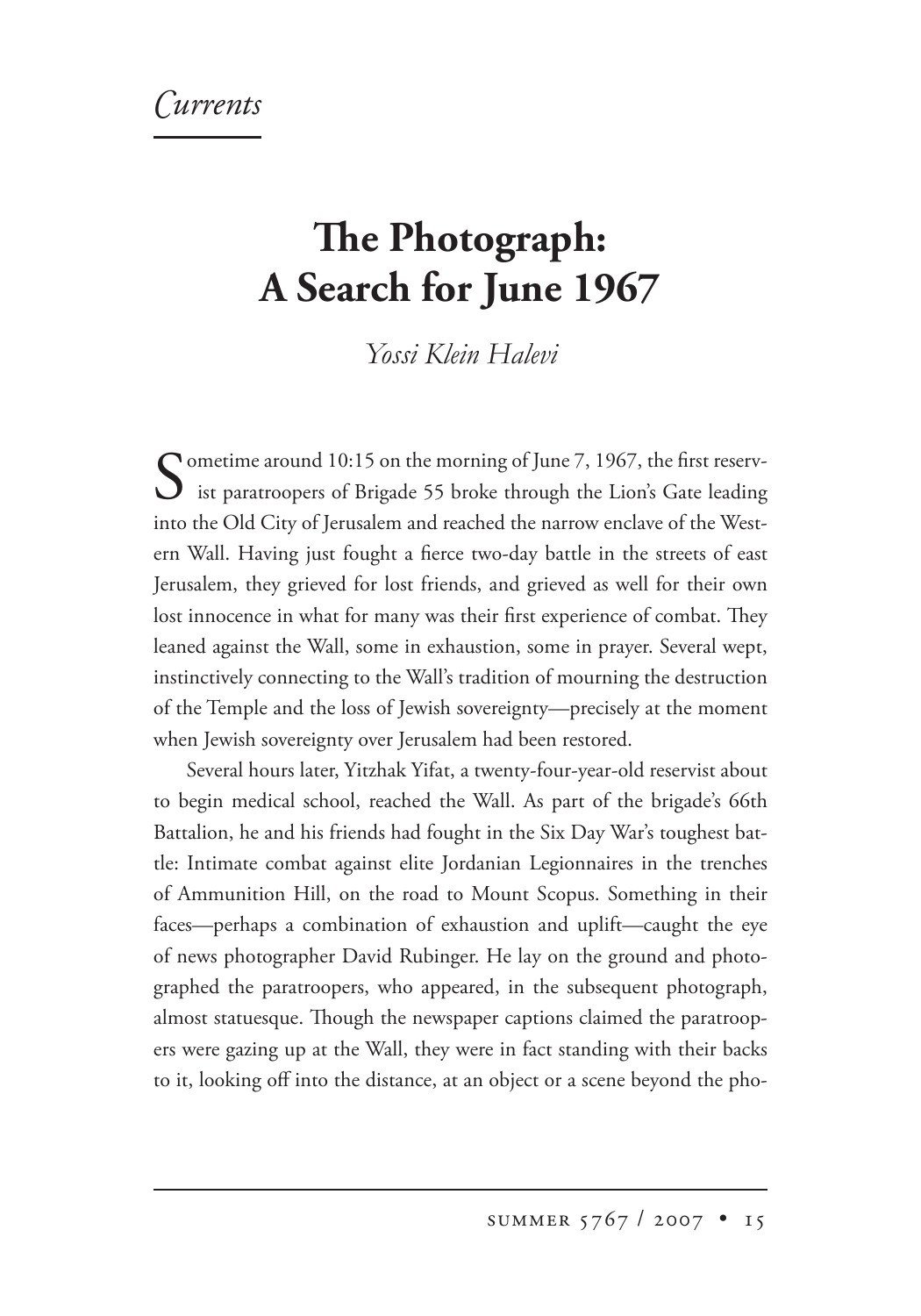*Currents*

# The Photograph: A Search for June 1967

*Yossi Klein Halevi*

Sometime around 10:15 on the morning of June 7, 1967, the first reservist paratroopers of Brigade 55 broke through the Lion's Gate leading into the Old City of Jerusalem and reached the narrow enclave of the Western Wall. Having just fought a fierce two-day battle in the streets of east Jerusalem, they grieved for lost friends, and grieved as well for their own lost innocence in what for many was their first experience of combat. They leaned against the Wall, some in exhaustion, some in prayer. Several wept, instinctively connecting to the Wall's tradition of mourning the destruction of the Temple and the loss of Jewish sovereignty—precisely at the moment when Jewish sovereignty over Jerusalem had been restored.

Several hours later, Yitzhak Yifat, a twenty-four-year-old reservist about to begin medical school, reached the Wall. As part of the brigade's 66th Battalion, he and his friends had fought in the Six Day War's toughest battle: Intimate combat against elite Jordanian Legionnaires in the trenches of Ammunition Hill, on the road to Mount Scopus. Something in their faces—perhaps a combination of exhaustion and uplift—caught the eye of news photographer David Rubinger. He lay on the ground and photographed the paratroopers, who appeared, in the subsequent photograph, almost statuesque. Though the newspaper captions claimed the paratroopers were gazing up at the Wall, they were in fact standing with their backs to it, looking off into the distance, at an object or a scene beyond the pho-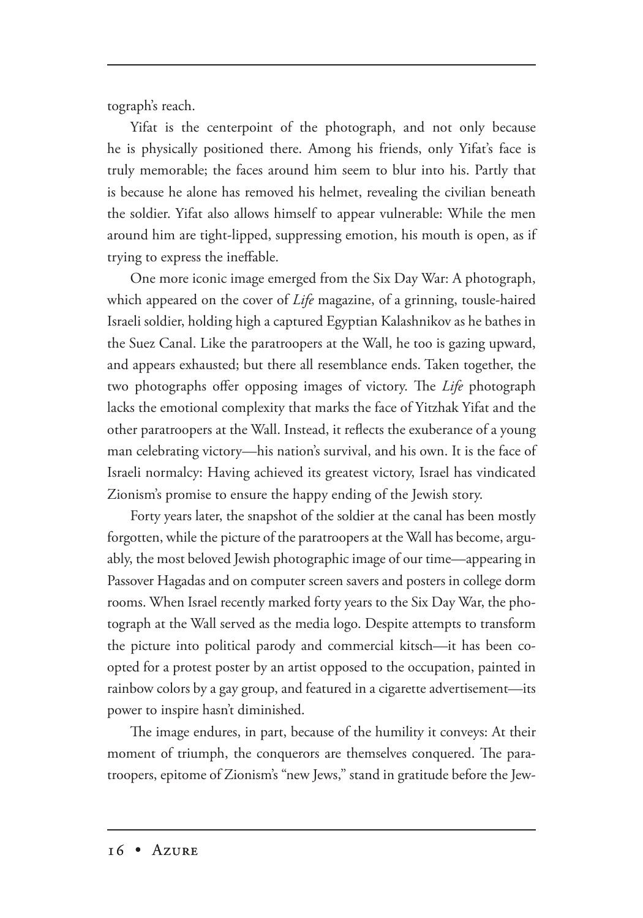tograph's reach.

Yifat is the centerpoint of the photograph, and not only because he is physically positioned there. Among his friends, only Yifat's face is truly memorable; the faces around him seem to blur into his. Partly that is because he alone has removed his helmet, revealing the civilian beneath the soldier. Yifat also allows himself to appear vulnerable: While the men around him are tight-lipped, suppressing emotion, his mouth is open, as if trying to express the ineffable.

One more iconic image emerged from the Six Day War: A photograph, which appeared on the cover of *Life* magazine, of a grinning, tousle-haired Israeli soldier, holding high a captured Egyptian Kalashnikov as he bathes in the Suez Canal. Like the paratroopers at the Wall, he too is gazing upward, and appears exhausted; but there all resemblance ends. Taken together, the two photographs offer opposing images of victory. The *Life* photograph lacks the emotional complexity that marks the face of Yitzhak Yifat and the other paratroopers at the Wall. Instead, it reflects the exuberance of a young man celebrating victory—his nation's survival, and his own. It is the face of Israeli normalcy: Having achieved its greatest victory, Israel has vindicated Zionism's promise to ensure the happy ending of the Jewish story.

Forty years later, the snapshot of the soldier at the canal has been mostly forgotten, while the picture of the paratroopers at the Wall has become, arguably, the most beloved Jewish photographic image of our time—appearing in Passover Hagadas and on computer screen savers and posters in college dorm rooms. When Israel recently marked forty years to the Six Day War, the photograph at the Wall served as the media logo. Despite attempts to transform the picture into political parody and commercial kitsch—it has been coopted for a protest poster by an artist opposed to the occupation, painted in rainbow colors by a gay group, and featured in a cigarette advertisement—its power to inspire hasn't diminished.

The image endures, in part, because of the humility it conveys: At their moment of triumph, the conquerors are themselves conquered. The paratroopers, epitome of Zionism's "new Jews," stand in gratitude before the Jew-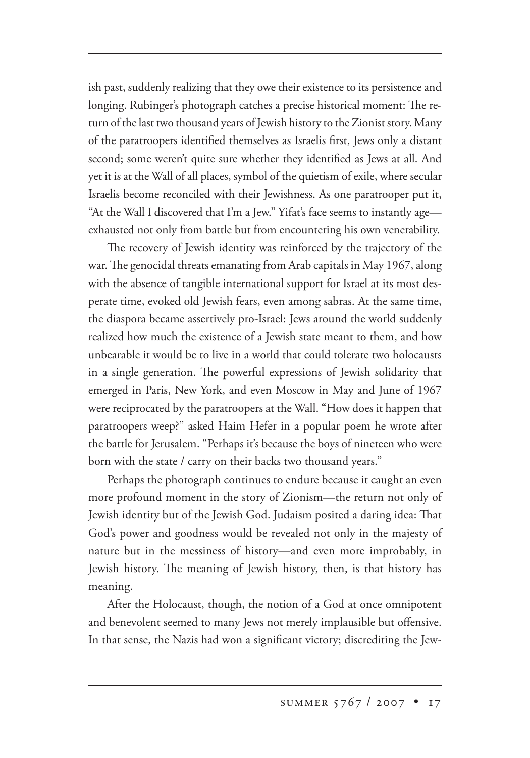ish past, suddenly realizing that they owe their existence to its persistence and longing. Rubinger's photograph catches a precise historical moment: The return of the last two thousand years of Jewish history to the Zionist story. Many of the paratroopers identified themselves as Israelis first, Jews only a distant second; some weren't quite sure whether they identified as Jews at all. And yet it is at the Wall of all places, symbol of the quietism of exile, where secular Israelis become reconciled with their Jewishness. As one paratrooper put it, "At the Wall I discovered that I'm a Jew." Yifat's face seems to instantly age—exhausted not only from battle but from encountering his own venerability.

The recovery of Jewish identity was reinforced by the trajectory of the war. The genocidal threats emanating from Arab capitals in May 1967, along with the absence of tangible international support for Israel at its most desperate time, evoked old Jewish fears, even among sabras. At the same time, the diaspora became assertively pro-Israel: Jews around the world suddenly realized how much the existence of a Jewish state meant to them, and how unbearable it would be to live in a world that could tolerate two holocausts in a single generation. The powerful expressions of Jewish solidarity that emerged in Paris, New York, and even Moscow in May and June of 1967 were reciprocated by the paratroopers at the Wall. "How does it happen that paratroopers weep?" asked Haim Hefer in a popular poem he wrote after the battle for Jerusalem. "Perhaps it's because the boys of nineteen who were born with the state / carry on their backs two thousand years."

Perhaps the photograph continues to endure because it caught an even more profound moment in the story of Zionism—the return not only of Jewish identity but of the Jewish God. Judaism posited a daring idea: That God's power and goodness would be revealed not only in the majesty of nature but in the messiness of history—and even more improbably, in Jewish history. The meaning of Jewish history, then, is that history has meaning.

After the Holocaust, though, the notion of a God at once omnipotent and benevolent seemed to many Jews not merely implausible but offensive. In that sense, the Nazis had won a significant victory; discrediting the Jew-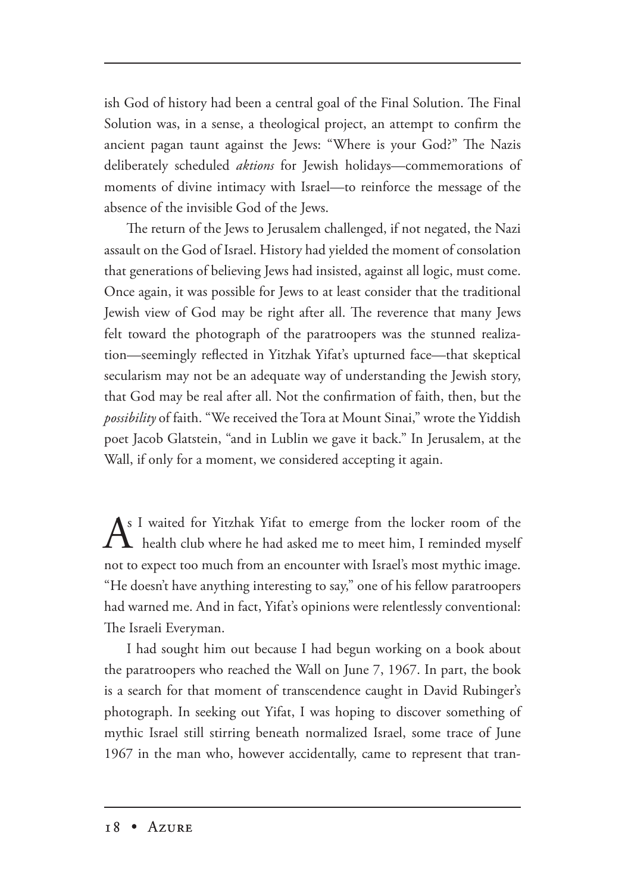ish God of history had been a central goal of the Final Solution. The Final Solution was, in a sense, a theological project, an attempt to confirm the ancient pagan taunt against the Jews: "Where is your God?" The Nazis deliberately scheduled *aktions* for Jewish holidays—commemorations of moments of divine intimacy with Israel—to reinforce the message of the absence of the invisible God of the Jews.

The return of the Jews to Jerusalem challenged, if not negated, the Nazi assault on the God of Israel. History had yielded the moment of consolation that generations of believing Jews had insisted, against all logic, must come. Once again, it was possible for Jews to at least consider that the traditional Jewish view of God may be right after all. The reverence that many Jews felt toward the photograph of the paratroopers was the stunned realization—seemingly reflected in Yitzhak Yifat's upturned face—that skeptical secularism may not be an adequate way of understanding the Jewish story, that God may be real after all. Not the confirmation of faith, then, but the *possibility* of faith. "We received the Tora at Mount Sinai," wrote the Yiddish poet Jacob Glatstein, "and in Lublin we gave it back." In Jerusalem, at the Wall, if only for a moment, we considered accepting it again.

As I waited for Yitzhak Yifat to emerge from the locker room of the health club where he had asked me to meet him, I reminded myself not to expect too much from an encounter with Israel's most mythic image. "He doesn't have anything interesting to say," one of his fellow paratroopers had warned me. And in fact, Yifat's opinions were relentlessly conventional: The Israeli Everyman.

I had sought him out because I had begun working on a book about the paratroopers who reached the Wall on June 7, 1967. In part, the book is a search for that moment of transcendence caught in David Rubinger's photograph. In seeking out Yifat, I was hoping to discover something of mythic Israel still stirring beneath normalized Israel, some trace of June 1967 in the man who, however accidentally, came to represent that tran-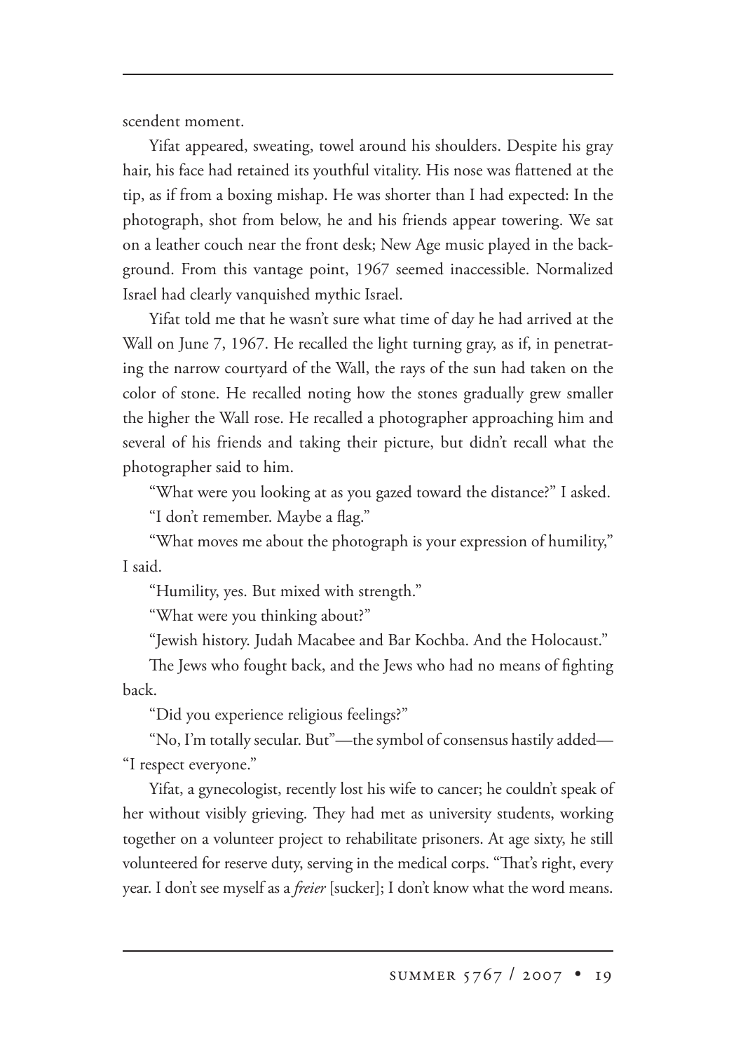scendent moment.

Yifat appeared, sweating, towel around his shoulders. Despite his gray hair, his face had retained its youthful vitality. His nose was flattened at the tip, as if from a boxing mishap. He was shorter than I had expected: In the photograph, shot from below, he and his friends appear towering. We sat on a leather couch near the front desk; New Age music played in the background. From this vantage point, 1967 seemed inaccessible. Normalized Israel had clearly vanquished mythic Israel.

Yifat told me that he wasn't sure what time of day he had arrived at the Wall on June 7, 1967. He recalled the light turning gray, as if, in penetrating the narrow courtyard of the Wall, the rays of the sun had taken on the color of stone. He recalled noting how the stones gradually grew smaller the higher the Wall rose. He recalled a photographer approaching him and several of his friends and taking their picture, but didn't recall what the photographer said to him.

"What were you looking at as you gazed toward the distance?" I asked.

"I don't remember. Maybe a flag."

"What moves me about the photograph is your expression of humility," I said.

"Humility, yes. But mixed with strength."

"What were you thinking about?"

"Jewish history. Judah Macabee and Bar Kochba. And the Holocaust."

The Jews who fought back, and the Jews who had no means of fighting back.

"Did you experience religious feelings?"

"No, I'm totally secular. But"—the symbol of consensus hastily added—"I respect everyone."

Yifat, a gynecologist, recently lost his wife to cancer; he couldn't speak of her without visibly grieving. They had met as university students, working together on a volunteer project to rehabilitate prisoners. At age sixty, he still volunteered for reserve duty, serving in the medical corps. "That's right, every year. I don't see myself as a *freier* [sucker]; I don't know what the word means.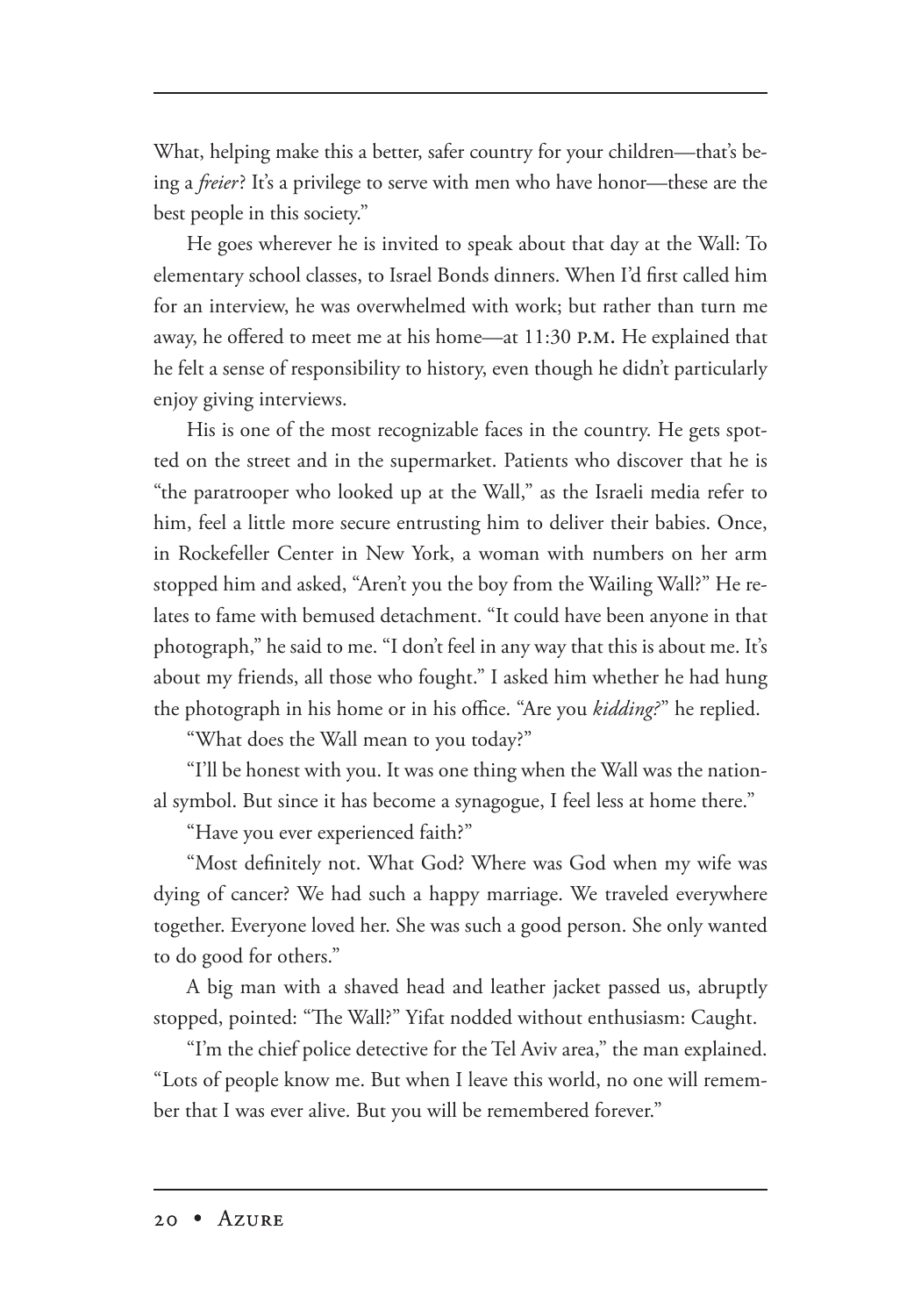What, helping make this a better, safer country for your children—that's being a *freier*? It's a privilege to serve with men who have honor—these are the best people in this society."

He goes wherever he is invited to speak about that day at the Wall: To elementary school classes, to Israel Bonds dinners. When I'd first called him for an interview, he was overwhelmed with work; but rather than turn me away, he offered to meet me at his home—at 11:30 P.M. He explained that he felt a sense of responsibility to history, even though he didn't particularly enjoy giving interviews.

His is one of the most recognizable faces in the country. He gets spotted on the street and in the supermarket. Patients who discover that he is "the paratrooper who looked up at the Wall," as the Israeli media refer to him, feel a little more secure entrusting him to deliver their babies. Once, in Rockefeller Center in New York, a woman with numbers on her arm stopped him and asked, "Aren't you the boy from the Wailing Wall?" He relates to fame with bemused detachment. "It could have been anyone in that photograph," he said to me. "I don't feel in any way that this is about me. It's about my friends, all those who fought." I asked him whether he had hung the photograph in his home or in his office. "Are you *kidding?*" he replied.

"What does the Wall mean to you today?"

"I'll be honest with you. It was one thing when the Wall was the national symbol. But since it has become a synagogue, I feel less at home there."

"Have you ever experienced faith?"

"Most definitely not. What God? Where was God when my wife was dying of cancer? We had such a happy marriage. We traveled everywhere together. Everyone loved her. She was such a good person. She only wanted to do good for others."

A big man with a shaved head and leather jacket passed us, abruptly stopped, pointed: "The Wall?" Yifat nodded without enthusiasm: Caught.

"I'm the chief police detective for the Tel Aviv area," the man explained. "Lots of people know me. But when I leave this world, no one will remember that I was ever alive. But you will be remembered forever."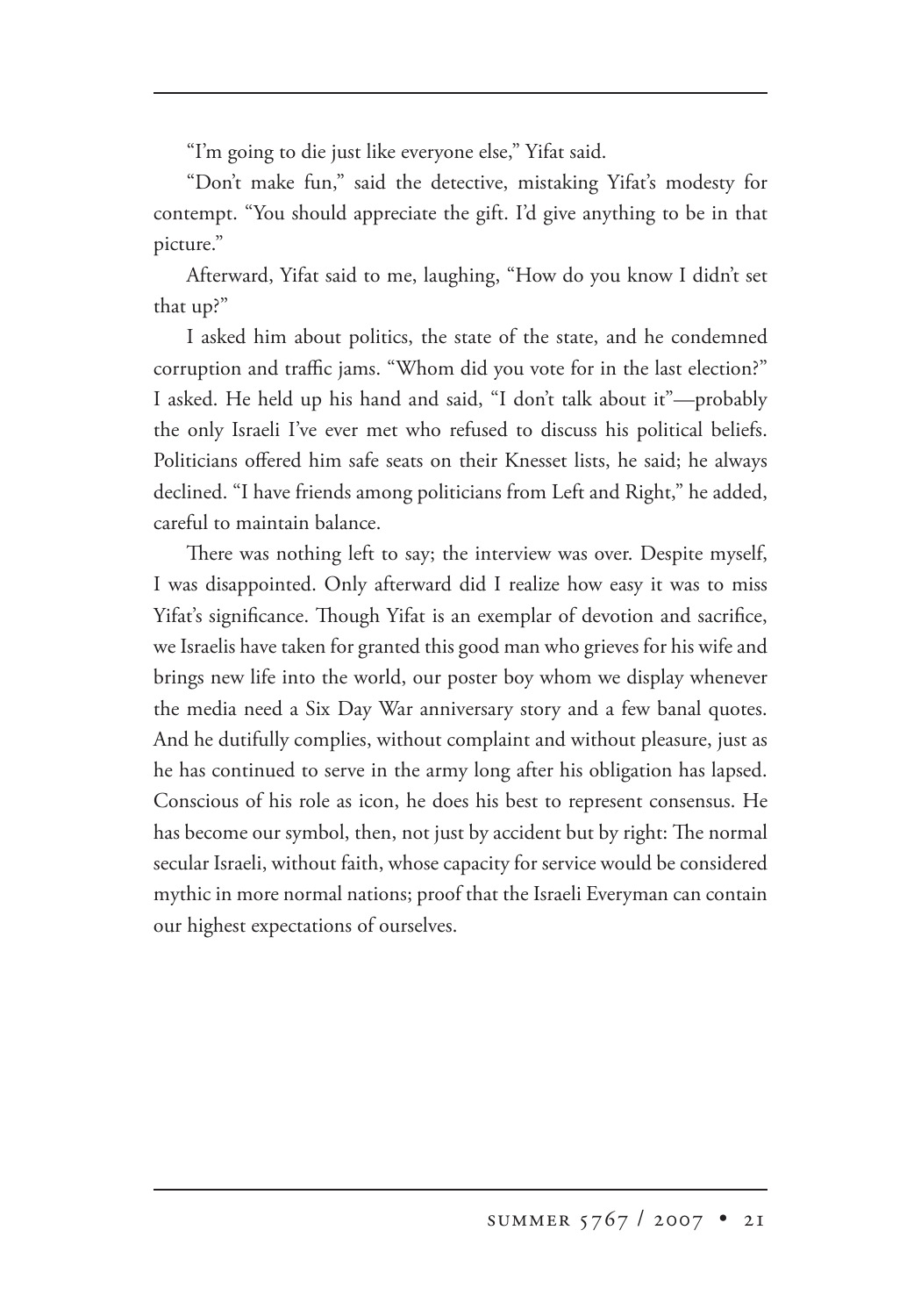"I'm going to die just like everyone else," Yifat said.

"Don't make fun," said the detective, mistaking Yifat's modesty for contempt. "You should appreciate the gift. I'd give anything to be in that picture."

Afterward, Yifat said to me, laughing, "How do you know I didn't set that up?"

I asked him about politics, the state of the state, and he condemned corruption and traffic jams. "Whom did you vote for in the last election?" I asked. He held up his hand and said, "I don't talk about it"—probably the only Israeli I've ever met who refused to discuss his political beliefs. Politicians offered him safe seats on their Knesset lists, he said; he always declined. "I have friends among politicians from Left and Right," he added, careful to maintain balance.

There was nothing left to say; the interview was over. Despite myself, I was disappointed. Only afterward did I realize how easy it was to miss Yifat's significance. Though Yifat is an exemplar of devotion and sacrifice, we Israelis have taken for granted this good man who grieves for his wife and brings new life into the world, our poster boy whom we display whenever the media need a Six Day War anniversary story and a few banal quotes. And he dutifully complies, without complaint and without pleasure, just as he has continued to serve in the army long after his obligation has lapsed. Conscious of his role as icon, he does his best to represent consensus. He has become our symbol, then, not just by accident but by right: The normal secular Israeli, without faith, whose capacity for service would be considered mythic in more normal nations; proof that the Israeli Everyman can contain our highest expectations of ourselves.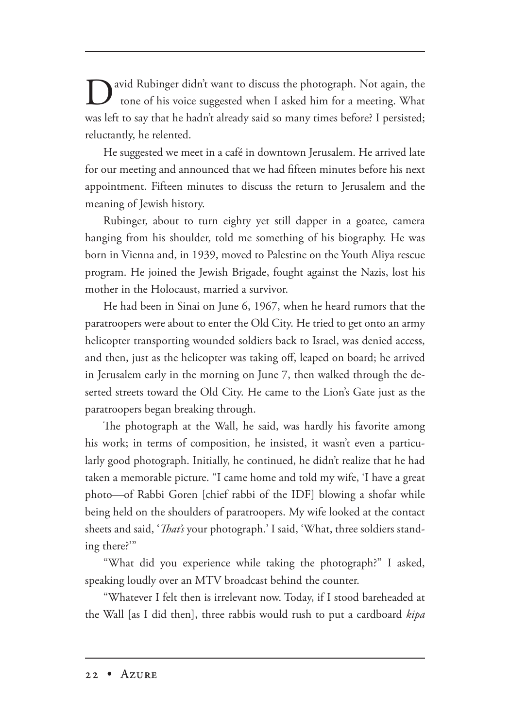David Rubinger didn't want to discuss the photograph. Not again, the tone of his voice suggested when I asked him for a meeting. What was left to say that he hadn't already said so many times before? I persisted; reluctantly, he relented.

He suggested we meet in a café in downtown Jerusalem. He arrived late for our meeting and announced that we had fifteen minutes before his next appointment. Fifteen minutes to discuss the return to Jerusalem and the meaning of Jewish history.

Rubinger, about to turn eighty yet still dapper in a goatee, camera hanging from his shoulder, told me something of his biography. He was born in Vienna and, in 1939, moved to Palestine on the Youth Aliya rescue program. He joined the Jewish Brigade, fought against the Nazis, lost his mother in the Holocaust, married a survivor.

He had been in Sinai on June 6, 1967, when he heard rumors that the paratroopers were about to enter the Old City. He tried to get onto an army helicopter transporting wounded soldiers back to Israel, was denied access, and then, just as the helicopter was taking off, leaped on board; he arrived in Jerusalem early in the morning on June 7, then walked through the deserted streets toward the Old City. He came to the Lion's Gate just as the paratroopers began breaking through.

The photograph at the Wall, he said, was hardly his favorite among his work; in terms of composition, he insisted, it wasn't even a particularly good photograph. Initially, he continued, he didn't realize that he had taken a memorable picture. "I came home and told my wife, 'I have a great photo—of Rabbi Goren [chief rabbi of the IDF] blowing a shofar while being held on the shoulders of paratroopers. My wife looked at the contact sheets and said, '*That's* your photograph.' I said, 'What, three soldiers standing there?'"

"What did you experience while taking the photograph?" I asked, speaking loudly over an MTV broadcast behind the counter.

"Whatever I felt then is irrelevant now. Today, if I stood bareheaded at the Wall [as I did then], three rabbis would rush to put a cardboard *kipa*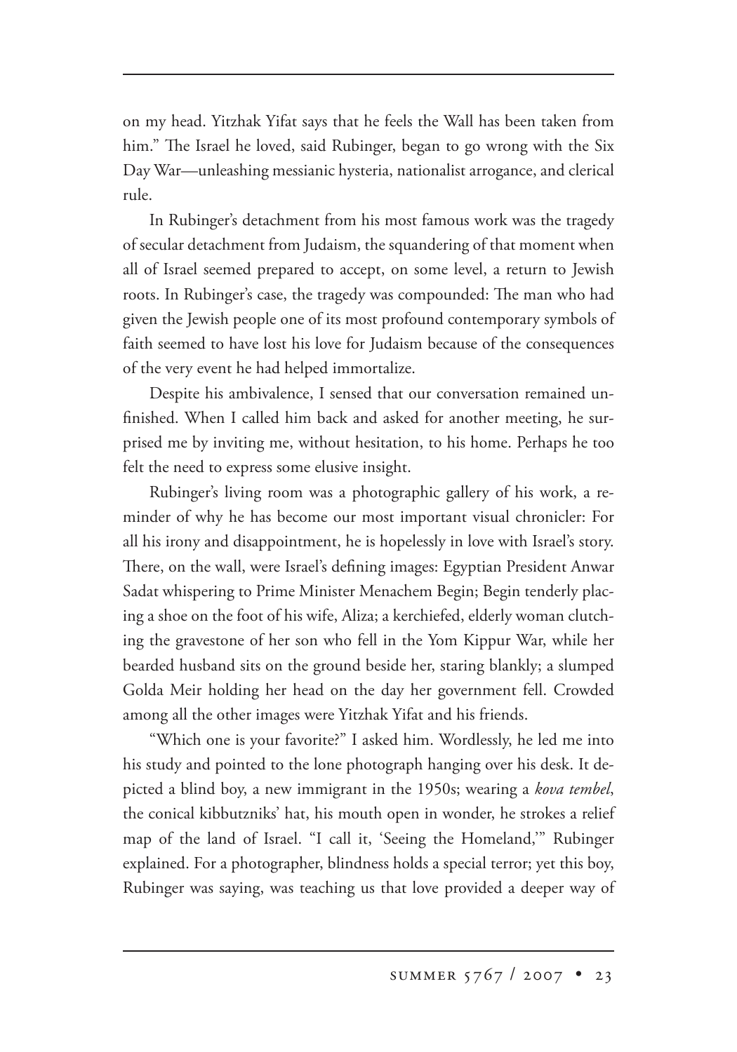on my head. Yitzhak Yifat says that he feels the Wall has been taken from him." The Israel he loved, said Rubinger, began to go wrong with the Six Day War—unleashing messianic hysteria, nationalist arrogance, and clerical rule.

In Rubinger's detachment from his most famous work was the tragedy of secular detachment from Judaism, the squandering of that moment when all of Israel seemed prepared to accept, on some level, a return to Jewish roots. In Rubinger's case, the tragedy was compounded: The man who had given the Jewish people one of its most profound contemporary symbols of faith seemed to have lost his love for Judaism because of the consequences of the very event he had helped immortalize.

Despite his ambivalence, I sensed that our conversation remained unfinished. When I called him back and asked for another meeting, he surprised me by inviting me, without hesitation, to his home. Perhaps he too felt the need to express some elusive insight.

Rubinger's living room was a photographic gallery of his work, a reminder of why he has become our most important visual chronicler: For all his irony and disappointment, he is hopelessly in love with Israel's story. There, on the wall, were Israel's defining images: Egyptian President Anwar Sadat whispering to Prime Minister Menachem Begin; Begin tenderly placing a shoe on the foot of his wife, Aliza; a kerchiefed, elderly woman clutching the gravestone of her son who fell in the Yom Kippur War, while her bearded husband sits on the ground beside her, staring blankly; a slumped Golda Meir holding her head on the day her government fell. Crowded among all the other images were Yitzhak Yifat and his friends.

"Which one is your favorite?" I asked him. Wordlessly, he led me into his study and pointed to the lone photograph hanging over his desk. It depicted a blind boy, a new immigrant in the 1950s; wearing a *kova tembel*, the conical kibbutzniks' hat, his mouth open in wonder, he strokes a relief map of the land of Israel. "I call it, 'Seeing the Homeland,'" Rubinger explained. For a photographer, blindness holds a special terror; yet this boy, Rubinger was saying, was teaching us that love provided a deeper way of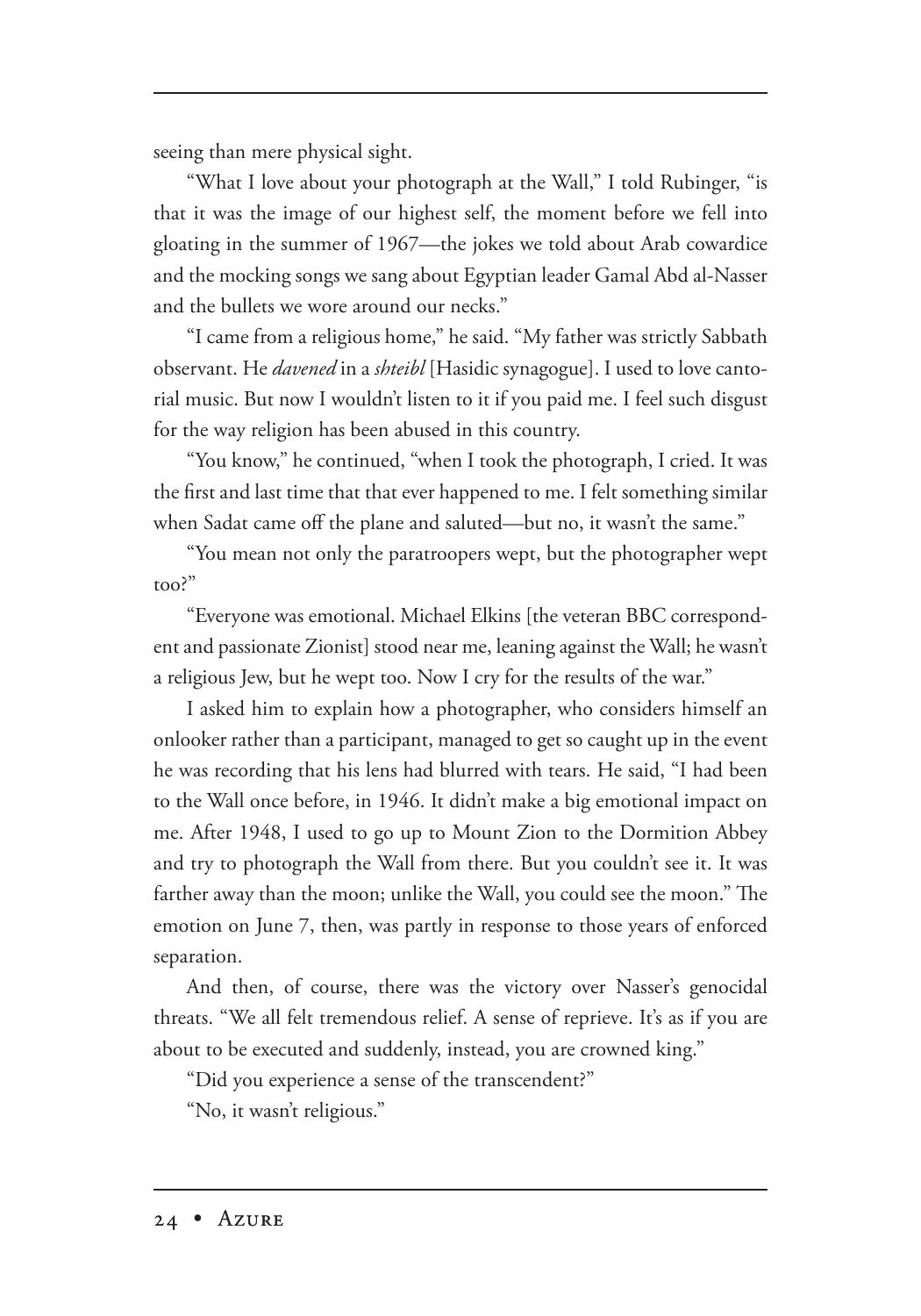seeing than mere physical sight.

"What I love about your photograph at the Wall," I told Rubinger, "is that it was the image of our highest self, the moment before we fell into gloating in the summer of 1967—the jokes we told about Arab cowardice and the mocking songs we sang about Egyptian leader Gamal Abd al-Nasser and the bullets we wore around our necks."

"I came from a religious home," he said. "My father was strictly Sabbath observant. He *davened* in a *shteibl* [Hasidic synagogue]. I used to love cantorial music. But now I wouldn't listen to it if you paid me. I feel such disgust for the way religion has been abused in this country.

"You know," he continued, "when I took the photograph, I cried. It was the first and last time that that ever happened to me. I felt something similar when Sadat came off the plane and saluted—but no, it wasn't the same."

"You mean not only the paratroopers wept, but the photographer wept too?"

"Everyone was emotional. Michael Elkins [the veteran BBC correspondent and passionate Zionist] stood near me, leaning against the Wall; he wasn't a religious Jew, but he wept too. Now I cry for the results of the war."

I asked him to explain how a photographer, who considers himself an onlooker rather than a participant, managed to get so caught up in the event he was recording that his lens had blurred with tears. He said, "I had been to the Wall once before, in 1946. It didn't make a big emotional impact on me. After 1948, I used to go up to Mount Zion to the Dormition Abbey and try to photograph the Wall from there. But you couldn't see it. It was farther away than the moon; unlike the Wall, you could see the moon." The emotion on June 7, then, was partly in response to those years of enforced separation.

And then, of course, there was the victory over Nasser's genocidal threats. "We all felt tremendous relief. A sense of reprieve. It's as if you are about to be executed and suddenly, instead, you are crowned king."

"Did you experience a sense of the transcendent?"

"No, it wasn't religious."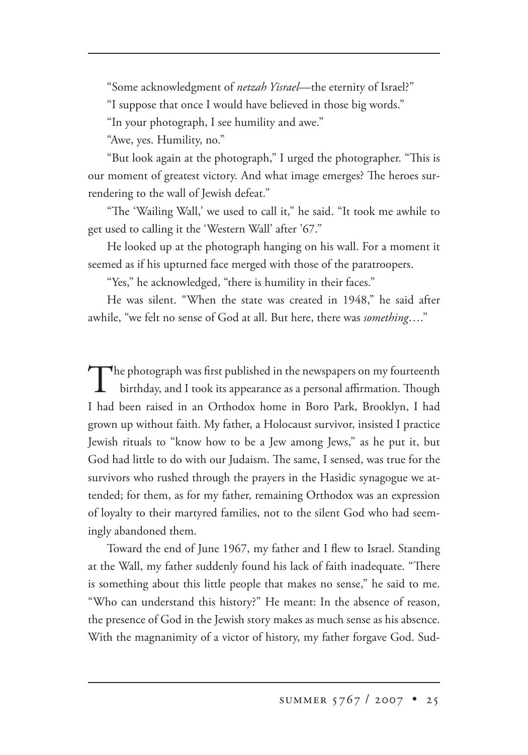"Some acknowledgment of *netzah Yisrael*—the eternity of Israel?"

"I suppose that once I would have believed in those big words."

"In your photograph, I see humility and awe."

"Awe, yes. Humility, no."

"But look again at the photograph," I urged the photographer. "This is our moment of greatest victory. And what image emerges? The heroes surrendering to the wall of Jewish defeat."

"The 'Wailing Wall,' we used to call it," he said. "It took me awhile to get used to calling it the 'Western Wall' after '67."

He looked up at the photograph hanging on his wall. For a moment it seemed as if his upturned face merged with those of the paratroopers.

"Yes," he acknowledged, "there is humility in their faces."

He was silent. "When the state was created in 1948," he said after awhile, "we felt no sense of God at all. But here, there was *something*…."

The photograph was first published in the newspapers on my fourteenth birthday, and I took its appearance as a personal affirmation. Though I had been raised in an Orthodox home in Boro Park, Brooklyn, I had grown up without faith. My father, a Holocaust survivor, insisted I practice Jewish rituals to "know how to be a Jew among Jews," as he put it, but God had little to do with our Judaism. The same, I sensed, was true for the survivors who rushed through the prayers in the Hasidic synagogue we attended; for them, as for my father, remaining Orthodox was an expression of loyalty to their martyred families, not to the silent God who had seemingly abandoned them.

Toward the end of June 1967, my father and I flew to Israel. Standing at the Wall, my father suddenly found his lack of faith inadequate. "There is something about this little people that makes no sense," he said to me. "Who can understand this history?" He meant: In the absence of reason, the presence of God in the Jewish story makes as much sense as his absence. With the magnanimity of a victor of history, my father forgave God. Sud-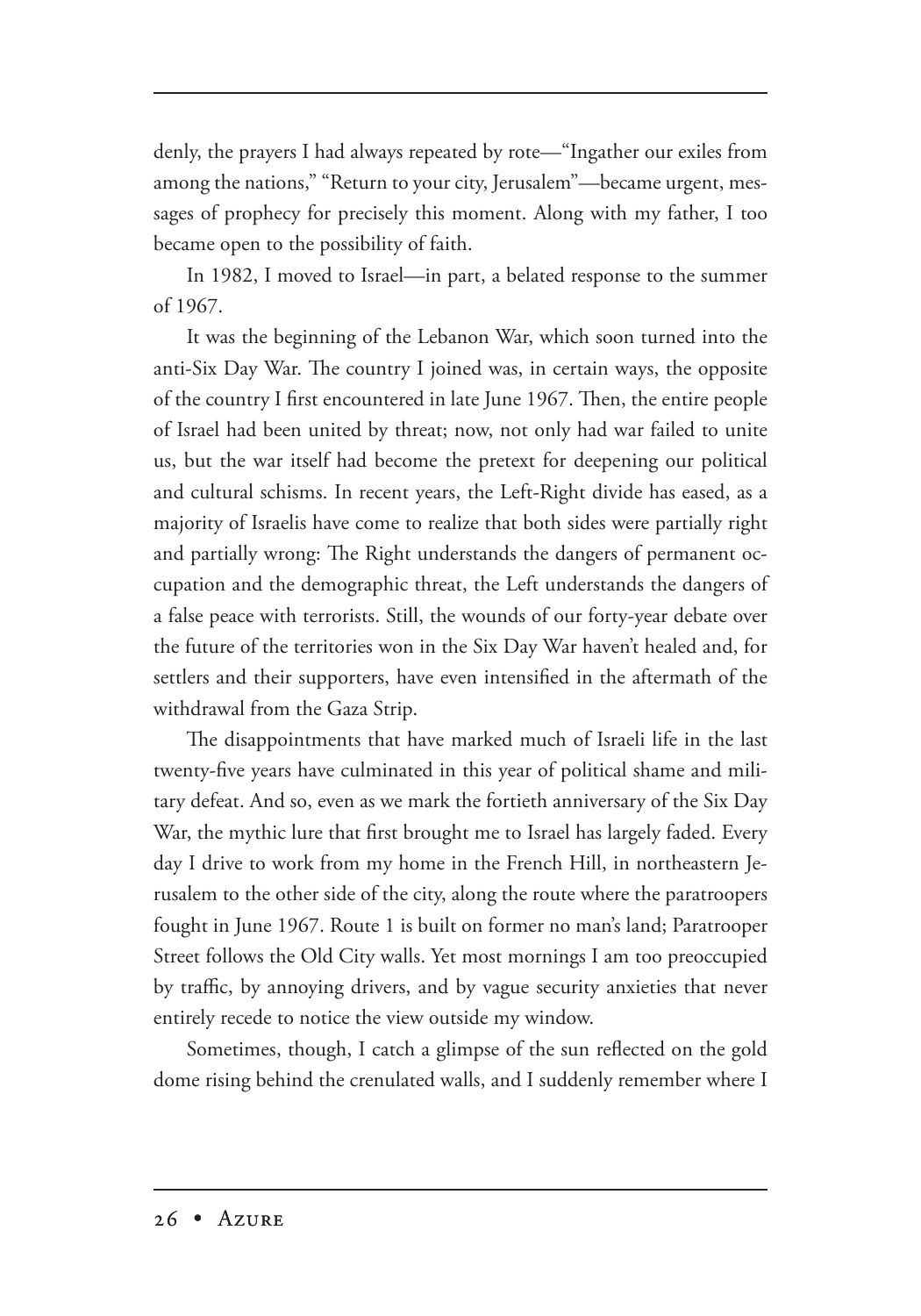denly, the prayers I had always repeated by rote—"Ingather our exiles from among the nations," "Return to your city, Jerusalem"—became urgent, messages of prophecy for precisely this moment. Along with my father, I too became open to the possibility of faith.

In 1982, I moved to Israel—in part, a belated response to the summer of 1967.

It was the beginning of the Lebanon War, which soon turned into the anti-Six Day War. The country I joined was, in certain ways, the opposite of the country I first encountered in late June 1967. Then, the entire people of Israel had been united by threat; now, not only had war failed to unite us, but the war itself had become the pretext for deepening our political and cultural schisms. In recent years, the Left-Right divide has eased, as a majority of Israelis have come to realize that both sides were partially right and partially wrong: The Right understands the dangers of permanent occupation and the demographic threat, the Left understands the dangers of a false peace with terrorists. Still, the wounds of our forty-year debate over the future of the territories won in the Six Day War haven't healed and, for settlers and their supporters, have even intensified in the aftermath of the withdrawal from the Gaza Strip.

The disappointments that have marked much of Israeli life in the last twenty-five years have culminated in this year of political shame and military defeat. And so, even as we mark the fortieth anniversary of the Six Day War, the mythic lure that first brought me to Israel has largely faded. Every day I drive to work from my home in the French Hill, in northeastern Jerusalem to the other side of the city, along the route where the paratroopers fought in June 1967. Route 1 is built on former no man's land; Paratrooper Street follows the Old City walls. Yet most mornings I am too preoccupied by traffic, by annoying drivers, and by vague security anxieties that never entirely recede to notice the view outside my window.

Sometimes, though, I catch a glimpse of the sun reflected on the gold dome rising behind the crenulated walls, and I suddenly remember where I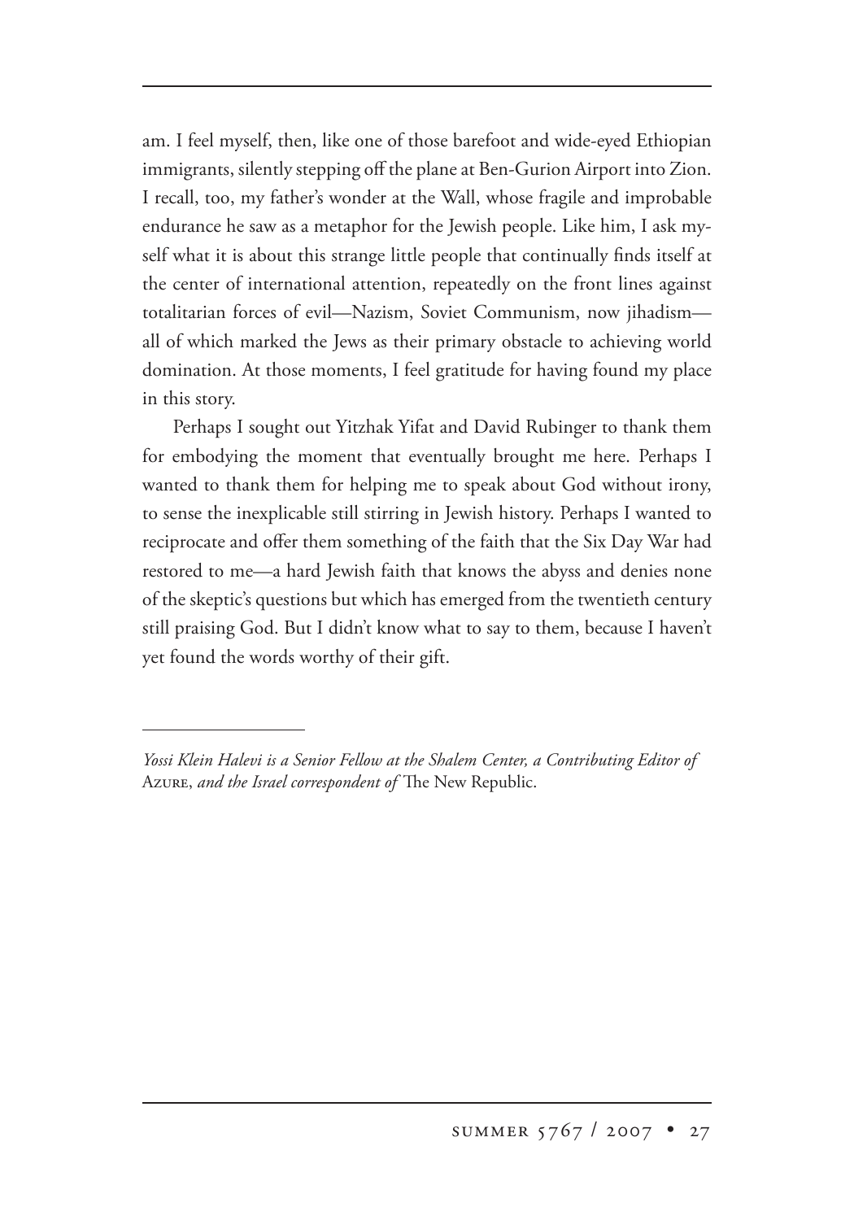am. I feel myself, then, like one of those barefoot and wide-eyed Ethiopian immigrants, silently stepping off the plane at Ben-Gurion Airport into Zion. I recall, too, my father's wonder at the Wall, whose fragile and improbable endurance he saw as a metaphor for the Jewish people. Like him, I ask myself what it is about this strange little people that continually finds itself at the center of international attention, repeatedly on the front lines against totalitarian forces of evil—Nazism, Soviet Communism, now jihadism—all of which marked the Jews as their primary obstacle to achieving world domination. At those moments, I feel gratitude for having found my place in this story.

Perhaps I sought out Yitzhak Yifat and David Rubinger to thank them for embodying the moment that eventually brought me here. Perhaps I wanted to thank them for helping me to speak about God without irony, to sense the inexplicable still stirring in Jewish history. Perhaps I wanted to reciprocate and offer them something of the faith that the Six Day War had restored to me—a hard Jewish faith that knows the abyss and denies none of the skeptic's questions but which has emerged from the twentieth century still praising God. But I didn't know what to say to them, because I haven't yet found the words worthy of their gift.

---

*Yossi Klein Halevi is a Senior Fellow at the Shalem Center, a Contributing Editor of* Azure, *and the Israel correspondent of* The New Republic.